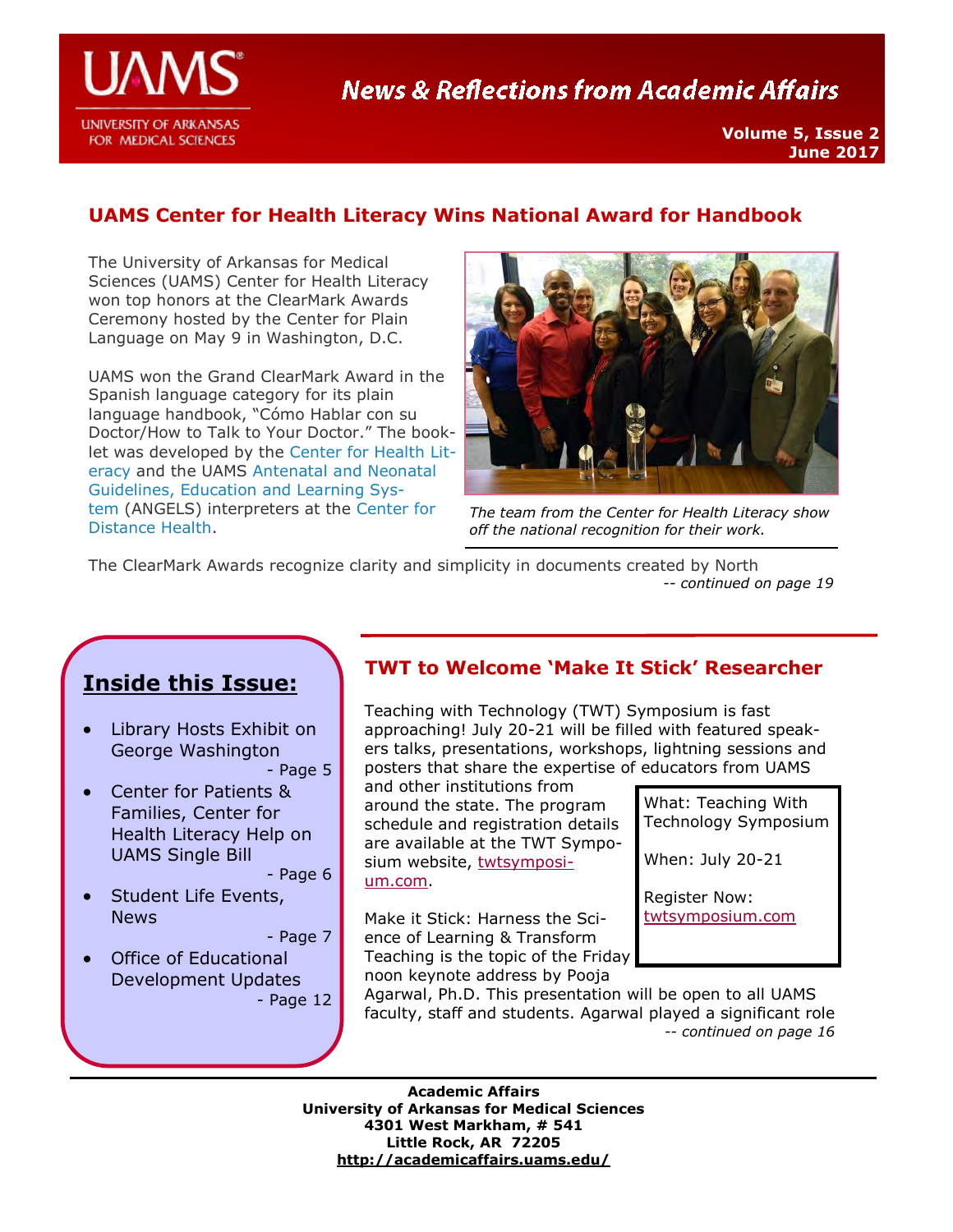# News & Reflections from Academic Affairs

**Volume 5, Issue 2**
**June 2017**

## UAMS Center for Health Literacy Wins National Award for Handbook

The University of Arkansas for Medical Sciences (UAMS) Center for Health Literacy won top honors at the ClearMark Awards Ceremony hosted by the Center for Plain Language on May 9 in Washington, D.C.

UAMS won the Grand ClearMark Award in the Spanish language category for its plain language handbook, "Cómo Hablar con su Doctor/How to Talk to Your Doctor." The booklet was developed by the Center for Health Literacy and the UAMS Antenatal and Neonatal Guidelines, Education and Learning System (ANGELS) interpreters at the Center for Distance Health.

*The team from the Center for Health Literacy show off the national recognition for their work.*

The ClearMark Awards recognize clarity and simplicity in documents created by North

*-- continued on page 19*

## Inside this Issue:

- Library Hosts Exhibit on George Washington - Page 5
- Center for Patients & Families, Center for Health Literacy Help on UAMS Single Bill - Page 6
- Student Life Events, News - Page 7
- Office of Educational Development Updates - Page 12

## TWT to Welcome 'Make It Stick' Researcher

Teaching with Technology (TWT) Symposium is fast approaching! July 20-21 will be filled with featured speakers talks, presentations, workshops, lightning sessions and posters that share the expertise of educators from UAMS and other institutions from around the state. The program schedule and registration details are available at the TWT Symposium website, twtsymposium.com.

What: Teaching With Technology Symposium

When: July 20-21

Register Now: twtsymposium.com

Make it Stick: Harness the Science of Learning & Transform Teaching is the topic of the Friday noon keynote address by Pooja Agarwal, Ph.D. This presentation will be open to all UAMS faculty, staff and students. Agarwal played a significant role

*-- continued on page 16*

**Academic Affairs**
**University of Arkansas for Medical Sciences**
**4301 West Markham, # 541**
**Little Rock, AR 72205**
**http://academicaffairs.uams.edu/**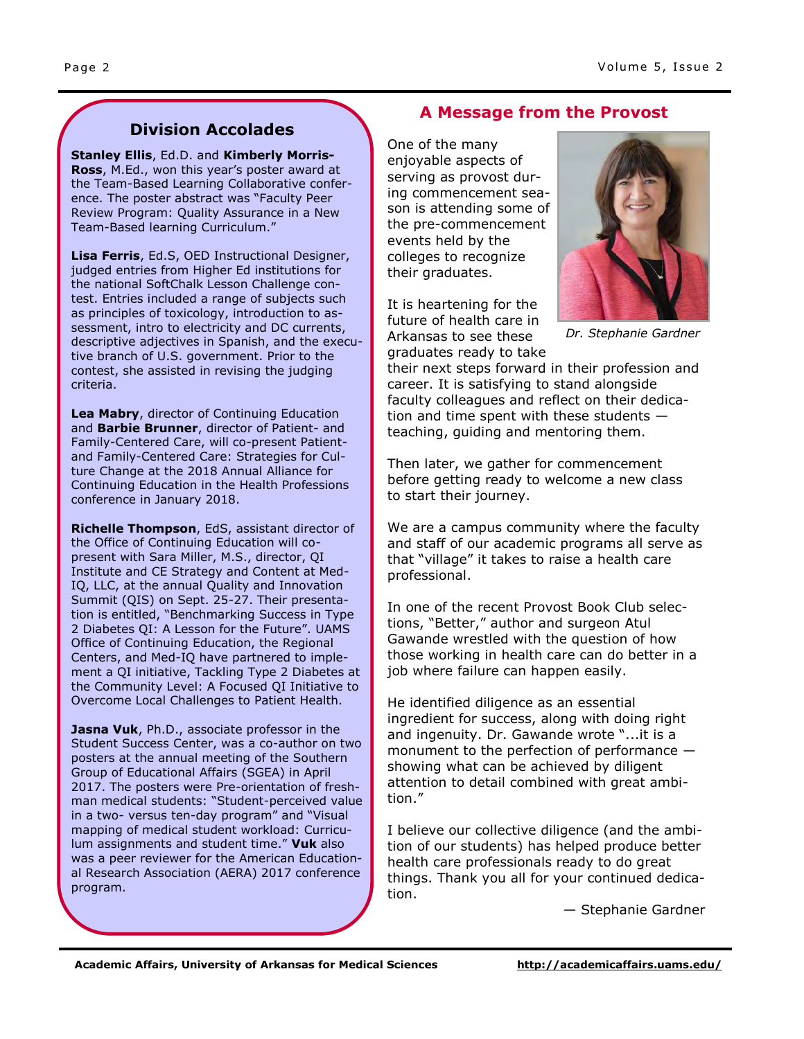## Division Accolades

**Stanley Ellis**, Ed.D. and **Kimberly Morris-Ross**, M.Ed., won this year's poster award at the Team-Based Learning Collaborative conference. The poster abstract was "Faculty Peer Review Program: Quality Assurance in a New Team-Based learning Curriculum."

**Lisa Ferris**, Ed.S, OED Instructional Designer, judged entries from Higher Ed institutions for the national SoftChalk Lesson Challenge contest. Entries included a range of subjects such as principles of toxicology, introduction to assessment, intro to electricity and DC currents, descriptive adjectives in Spanish, and the executive branch of U.S. government. Prior to the contest, she assisted in revising the judging criteria.

**Lea Mabry**, director of Continuing Education and **Barbie Brunner**, director of Patient- and Family-Centered Care, will co-present Patient- and Family-Centered Care: Strategies for Culture Change at the 2018 Annual Alliance for Continuing Education in the Health Professions conference in January 2018.

**Richelle Thompson**, EdS, assistant director of the Office of Continuing Education will co-present with Sara Miller, M.S., director, QI Institute and CE Strategy and Content at Med-IQ, LLC, at the annual Quality and Innovation Summit (QIS) on Sept. 25-27. Their presentation is entitled, "Benchmarking Success in Type 2 Diabetes QI: A Lesson for the Future". UAMS Office of Continuing Education, the Regional Centers, and Med-IQ have partnered to implement a QI initiative, Tackling Type 2 Diabetes at the Community Level: A Focused QI Initiative to Overcome Local Challenges to Patient Health.

**Jasna Vuk**, Ph.D., associate professor in the Student Success Center, was a co-author on two posters at the annual meeting of the Southern Group of Educational Affairs (SGEA) in April 2017. The posters were Pre-orientation of freshman medical students: "Student-perceived value in a two- versus ten-day program" and "Visual mapping of medical student workload: Curriculum assignments and student time." **Vuk** also was a peer reviewer for the American Educational Research Association (AERA) 2017 conference program.

## A Message from the Provost

*Dr. Stephanie Gardner*

One of the many enjoyable aspects of serving as provost during commencement season is attending some of the pre-commencement events held by the colleges to recognize their graduates.

It is heartening for the future of health care in Arkansas to see these graduates ready to take their next steps forward in their profession and career. It is satisfying to stand alongside faculty colleagues and reflect on their dedication and time spent with these students — teaching, guiding and mentoring them.

Then later, we gather for commencement before getting ready to welcome a new class to start their journey.

We are a campus community where the faculty and staff of our academic programs all serve as that "village" it takes to raise a health care professional.

In one of the recent Provost Book Club selections, "Better," author and surgeon Atul Gawande wrestled with the question of how those working in health care can do better in a job where failure can happen easily.

He identified diligence as an essential ingredient for success, along with doing right and ingenuity. Dr. Gawande wrote "...it is a monument to the perfection of performance — showing what can be achieved by diligent attention to detail combined with great ambition."

I believe our collective diligence (and the ambition of our students) has helped produce better health care professionals ready to do great things. Thank you all for your continued dedication.

— Stephanie Gardner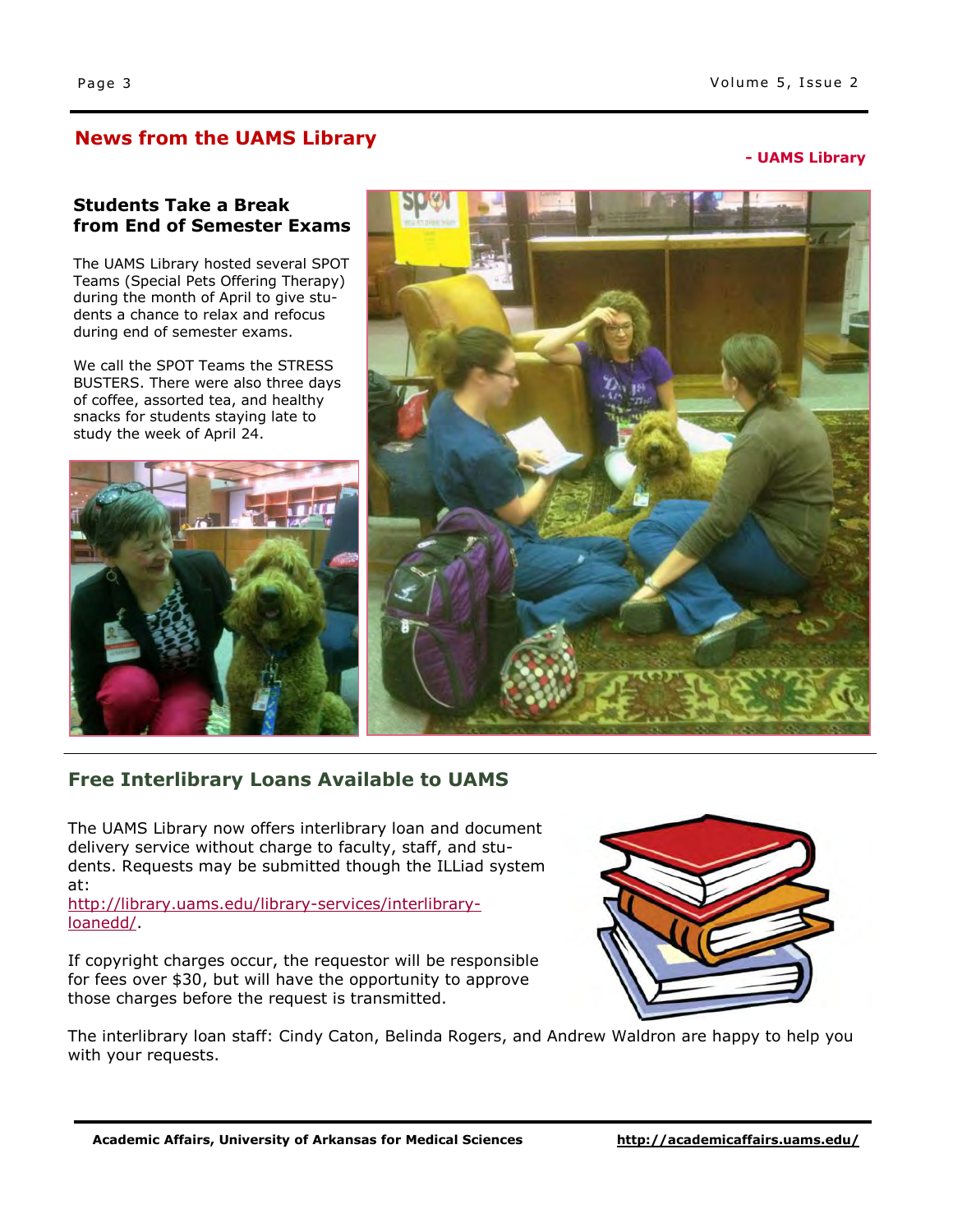## News from the UAMS Library

**- UAMS Library**

### Students Take a Break from End of Semester Exams

The UAMS Library hosted several SPOT Teams (Special Pets Offering Therapy) during the month of April to give students a chance to relax and refocus during end of semester exams.

We call the SPOT Teams the STRESS BUSTERS. There were also three days of coffee, assorted tea, and healthy snacks for students staying late to study the week of April 24.

### Free Interlibrary Loans Available to UAMS

The UAMS Library now offers interlibrary loan and document delivery service without charge to faculty, staff, and students. Requests may be submitted though the ILLiad system at:
[http://library.uams.edu/library-services/interlibrary-loanedd/](http://library.uams.edu/library-services/interlibrary-loanedd/).

If copyright charges occur, the requestor will be responsible for fees over $30, but will have the opportunity to approve those charges before the request is transmitted.

The interlibrary loan staff: Cindy Caton, Belinda Rogers, and Andrew Waldron are happy to help you with your requests.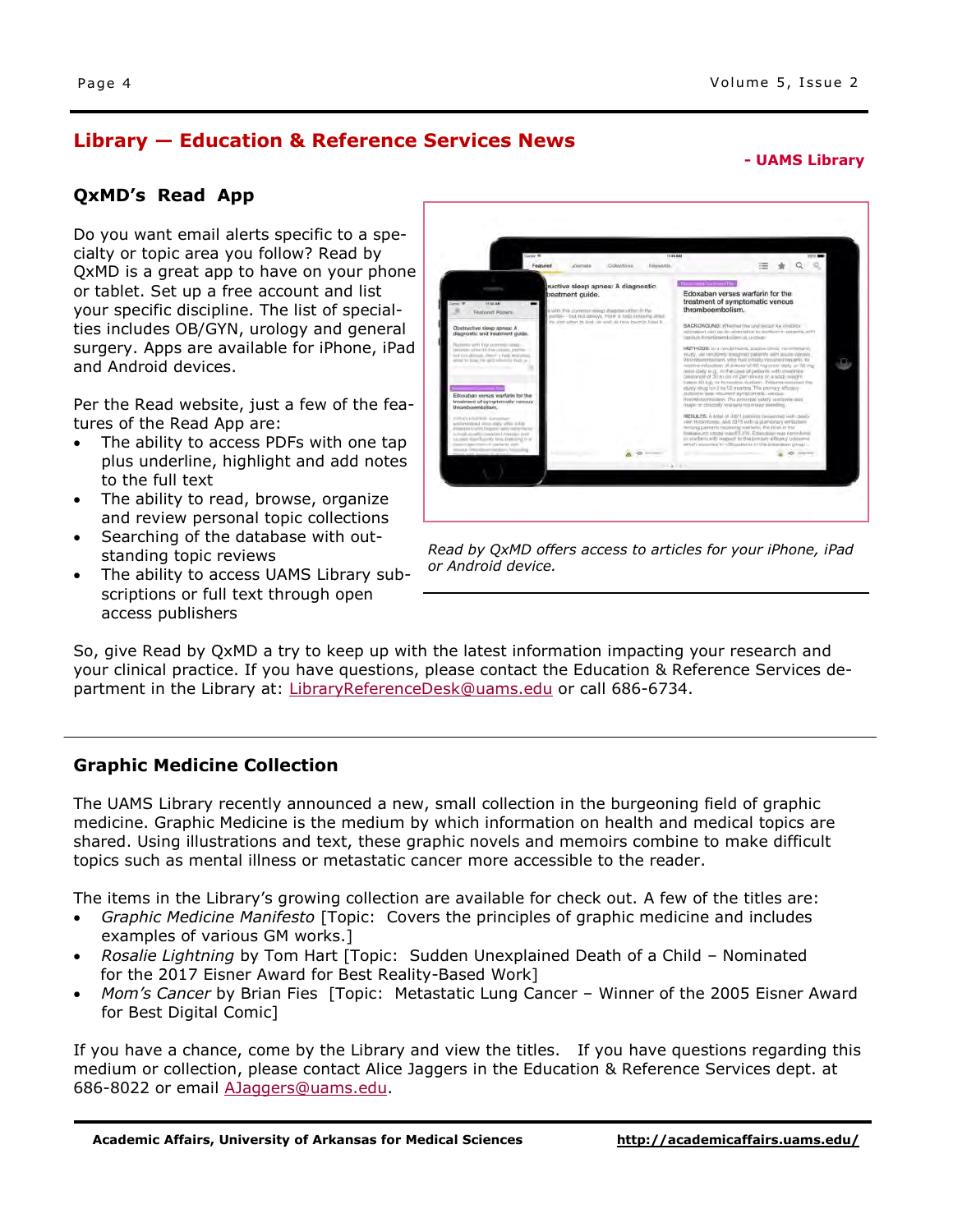## Library — Education & Reference Services News

**- UAMS Library**

### QxMD's Read App

Do you want email alerts specific to a specialty or topic area you follow? Read by QxMD is a great app to have on your phone or tablet. Set up a free account and list your specific discipline. The list of specialties includes OB/GYN, urology and general surgery. Apps are available for iPhone, iPad and Android devices.

Per the Read website, just a few of the features of the Read App are:

- The ability to access PDFs with one tap plus underline, highlight and add notes to the full text
- The ability to read, browse, organize and review personal topic collections
- Searching of the database with outstanding topic reviews
- The ability to access UAMS Library subscriptions or full text through open access publishers

*Read by QxMD offers access to articles for your iPhone, iPad or Android device.*

So, give Read by QxMD a try to keep up with the latest information impacting your research and your clinical practice. If you have questions, please contact the Education & Reference Services department in the Library at: LibraryReferenceDesk@uams.edu or call 686-6734.

### Graphic Medicine Collection

The UAMS Library recently announced a new, small collection in the burgeoning field of graphic medicine. Graphic Medicine is the medium by which information on health and medical topics are shared. Using illustrations and text, these graphic novels and memoirs combine to make difficult topics such as mental illness or metastatic cancer more accessible to the reader.

The items in the Library's growing collection are available for check out. A few of the titles are:

- *Graphic Medicine Manifesto* [Topic: Covers the principles of graphic medicine and includes examples of various GM works.]
- *Rosalie Lightning* by Tom Hart [Topic: Sudden Unexplained Death of a Child – Nominated for the 2017 Eisner Award for Best Reality-Based Work]
- *Mom's Cancer* by Brian Fies [Topic: Metastatic Lung Cancer – Winner of the 2005 Eisner Award for Best Digital Comic]

If you have a chance, come by the Library and view the titles. If you have questions regarding this medium or collection, please contact Alice Jaggers in the Education & Reference Services dept. at 686-8022 or email AJaggers@uams.edu.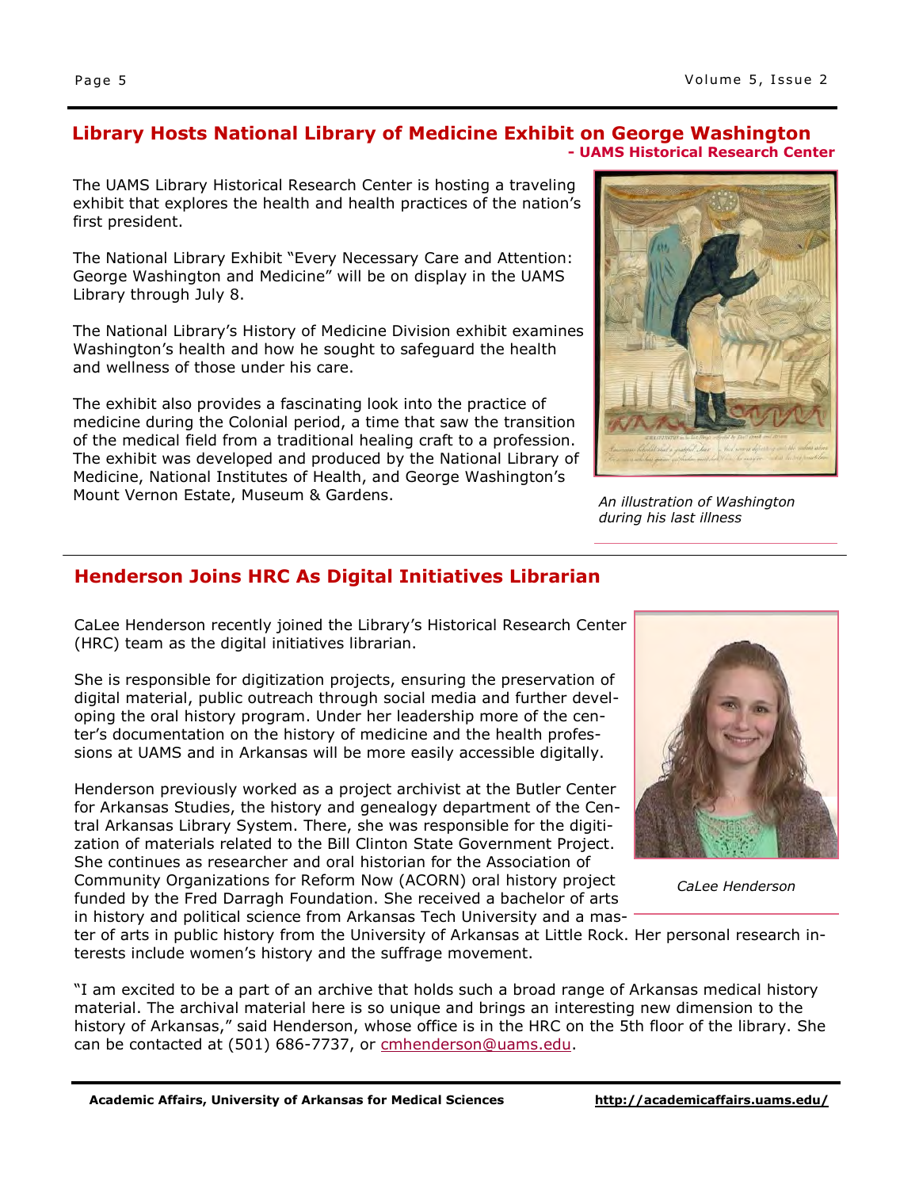## Library Hosts National Library of Medicine Exhibit on George Washington

**- UAMS Historical Research Center**

The UAMS Library Historical Research Center is hosting a traveling exhibit that explores the health and health practices of the nation's first president.

The National Library Exhibit "Every Necessary Care and Attention: George Washington and Medicine" will be on display in the UAMS Library through July 8.

The National Library's History of Medicine Division exhibit examines Washington's health and how he sought to safeguard the health and wellness of those under his care.

The exhibit also provides a fascinating look into the practice of medicine during the Colonial period, a time that saw the transition of the medical field from a traditional healing craft to a profession. The exhibit was developed and produced by the National Library of Medicine, National Institutes of Health, and George Washington's Mount Vernon Estate, Museum & Gardens.

*An illustration of Washington during his last illness*

## Henderson Joins HRC As Digital Initiatives Librarian

CaLee Henderson recently joined the Library's Historical Research Center (HRC) team as the digital initiatives librarian.

She is responsible for digitization projects, ensuring the preservation of digital material, public outreach through social media and further developing the oral history program. Under her leadership more of the center's documentation on the history of medicine and the health professions at UAMS and in Arkansas will be more easily accessible digitally.

Henderson previously worked as a project archivist at the Butler Center for Arkansas Studies, the history and genealogy department of the Central Arkansas Library System. There, she was responsible for the digitization of materials related to the Bill Clinton State Government Project. She continues as researcher and oral historian for the Association of Community Organizations for Reform Now (ACORN) oral history project funded by the Fred Darragh Foundation. She received a bachelor of arts in history and political science from Arkansas Tech University and a master of arts in public history from the University of Arkansas at Little Rock. Her personal research interests include women's history and the suffrage movement.

*CaLee Henderson*

"I am excited to be a part of an archive that holds such a broad range of Arkansas medical history material. The archival material here is so unique and brings an interesting new dimension to the history of Arkansas," said Henderson, whose office is in the HRC on the 5th floor of the library. She can be contacted at (501) 686-7737, or cmhenderson@uams.edu.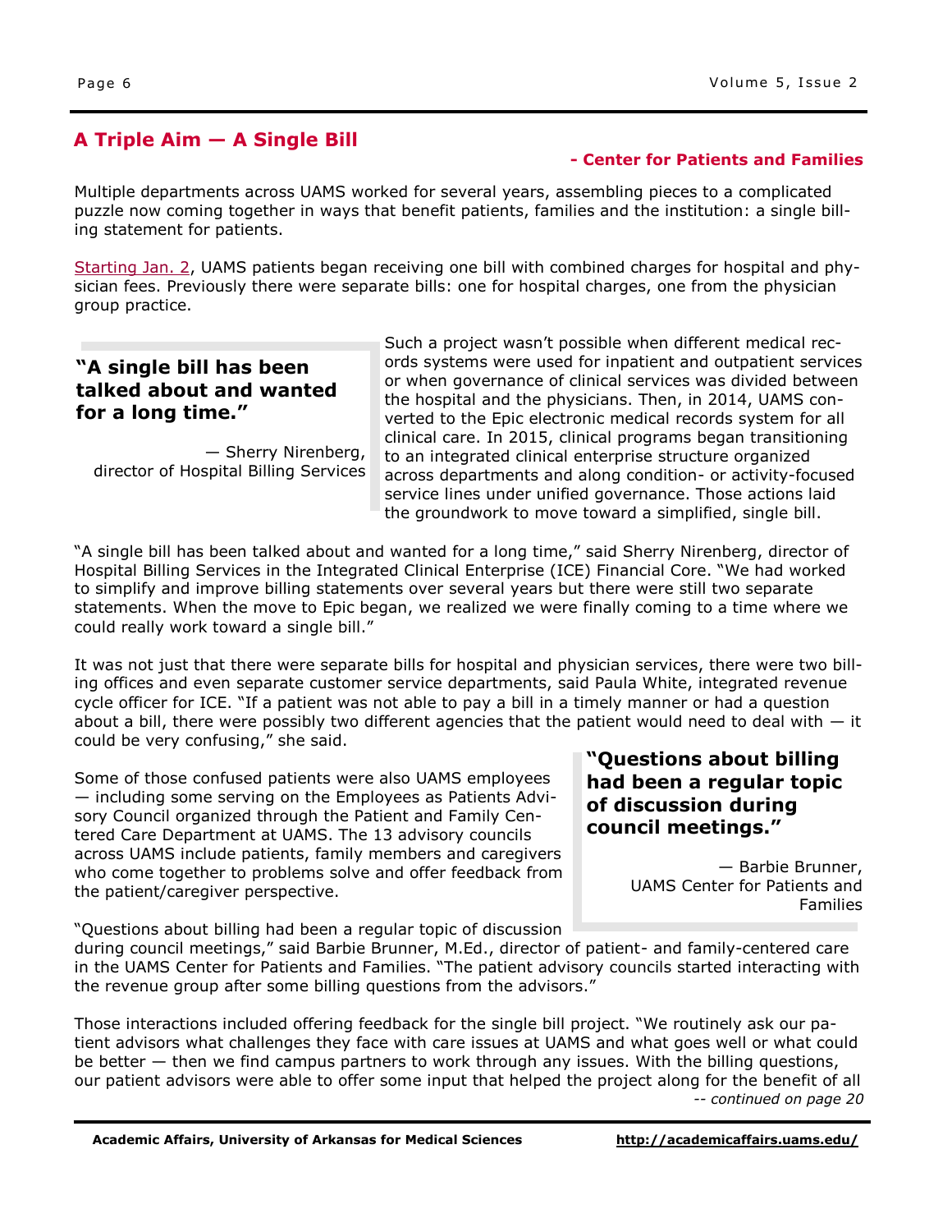## A Triple Aim — A Single Bill

**- Center for Patients and Families**

Multiple departments across UAMS worked for several years, assembling pieces to a complicated puzzle now coming together in ways that benefit patients, families and the institution: a single billing statement for patients.

Starting Jan. 2, UAMS patients began receiving one bill with combined charges for hospital and physician fees. Previously there were separate bills: one for hospital charges, one from the physician group practice.

> **"A single bill has been talked about and wanted for a long time."**
>
> — Sherry Nirenberg, director of Hospital Billing Services

Such a project wasn't possible when different medical records systems were used for inpatient and outpatient services or when governance of clinical services was divided between the hospital and the physicians. Then, in 2014, UAMS converted to the Epic electronic medical records system for all clinical care. In 2015, clinical programs began transitioning to an integrated clinical enterprise structure organized across departments and along condition- or activity-focused service lines under unified governance. Those actions laid the groundwork to move toward a simplified, single bill.

"A single bill has been talked about and wanted for a long time," said Sherry Nirenberg, director of Hospital Billing Services in the Integrated Clinical Enterprise (ICE) Financial Core. "We had worked to simplify and improve billing statements over several years but there were still two separate statements. When the move to Epic began, we realized we were finally coming to a time where we could really work toward a single bill."

It was not just that there were separate bills for hospital and physician services, there were two billing offices and even separate customer service departments, said Paula White, integrated revenue cycle officer for ICE. "If a patient was not able to pay a bill in a timely manner or had a question about a bill, there were possibly two different agencies that the patient would need to deal with — it could be very confusing," she said.

> **"Questions about billing had been a regular topic of discussion during council meetings."**
>
> — Barbie Brunner, UAMS Center for Patients and Families

Some of those confused patients were also UAMS employees — including some serving on the Employees as Patients Advisory Council organized through the Patient and Family Centered Care Department at UAMS. The 13 advisory councils across UAMS include patients, family members and caregivers who come together to problems solve and offer feedback from the patient/caregiver perspective.

"Questions about billing had been a regular topic of discussion during council meetings," said Barbie Brunner, M.Ed., director of patient- and family-centered care in the UAMS Center for Patients and Families. "The patient advisory councils started interacting with the revenue group after some billing questions from the advisors."

Those interactions included offering feedback for the single bill project. "We routinely ask our patient advisors what challenges they face with care issues at UAMS and what goes well or what could be better — then we find campus partners to work through any issues. With the billing questions, our patient advisors were able to offer some input that helped the project along for the benefit of all

*-- continued on page 20*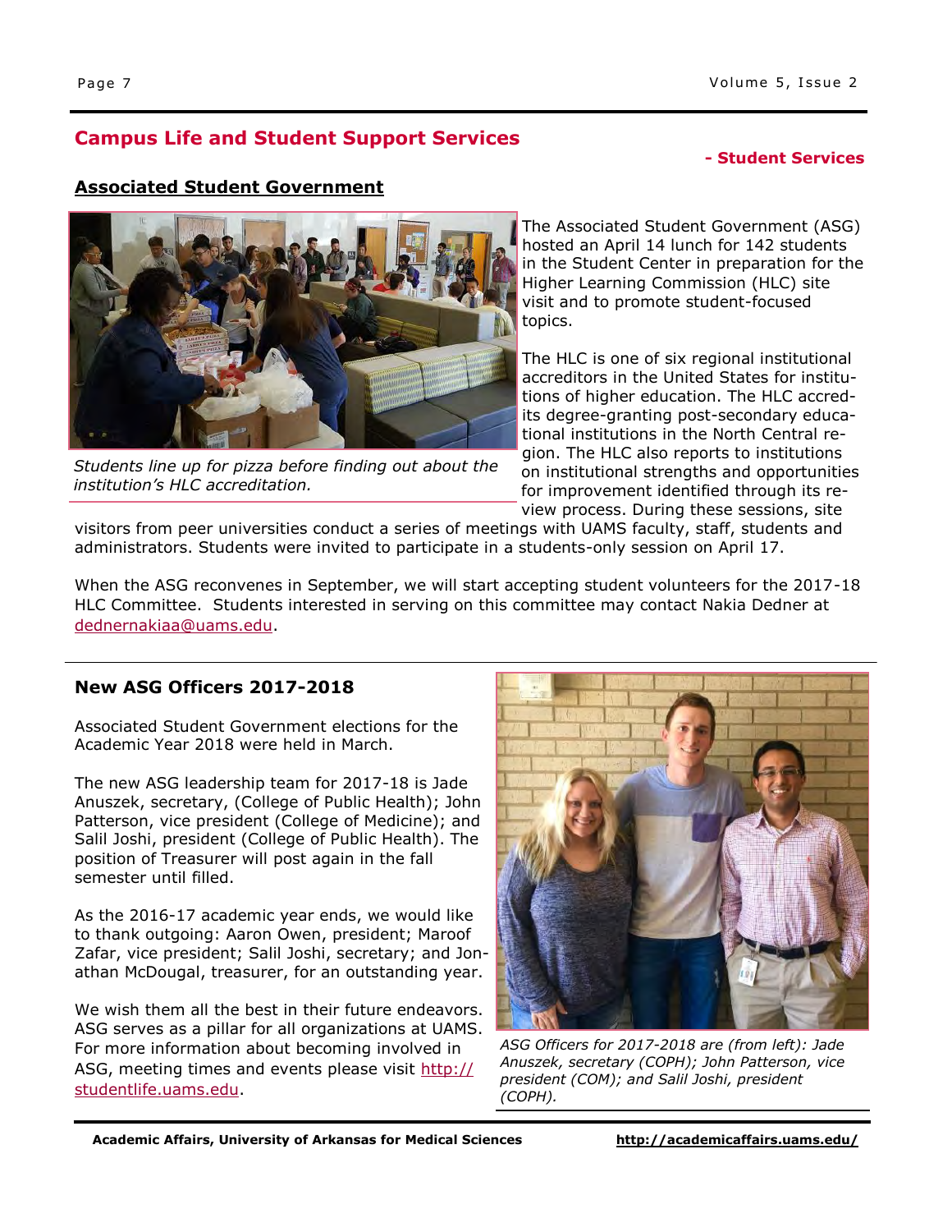## Campus Life and Student Support Services

**- Student Services**

### Associated Student Government

*Students line up for pizza before finding out about the institution's HLC accreditation.*

The Associated Student Government (ASG) hosted an April 14 lunch for 142 students in the Student Center in preparation for the Higher Learning Commission (HLC) site visit and to promote student-focused topics.

The HLC is one of six regional institutional accreditors in the United States for institutions of higher education. The HLC accredits its degree-granting post-secondary educational institutions in the North Central region. The HLC also reports to institutions on institutional strengths and opportunities for improvement identified through its review process. During these sessions, site visitors from peer universities conduct a series of meetings with UAMS faculty, staff, students and administrators. Students were invited to participate in a students-only session on April 17.

When the ASG reconvenes in September, we will start accepting student volunteers for the 2017-18 HLC Committee. Students interested in serving on this committee may contact Nakia Dedner at dednernakiaa@uams.edu.

### New ASG Officers 2017-2018

Associated Student Government elections for the Academic Year 2018 were held in March.

The new ASG leadership team for 2017-18 is Jade Anuszek, secretary, (College of Public Health); John Patterson, vice president (College of Medicine); and Salil Joshi, president (College of Public Health). The position of Treasurer will post again in the fall semester until filled.

As the 2016-17 academic year ends, we would like to thank outgoing: Aaron Owen, president; Maroof Zafar, vice president; Salil Joshi, secretary; and Jonathan McDougal, treasurer, for an outstanding year.

We wish them all the best in their future endeavors. ASG serves as a pillar for all organizations at UAMS. For more information about becoming involved in ASG, meeting times and events please visit http://studentlife.uams.edu.

*ASG Officers for 2017-2018 are (from left): Jade Anuszek, secretary (COPH); John Patterson, vice president (COM); and Salil Joshi, president (COPH).*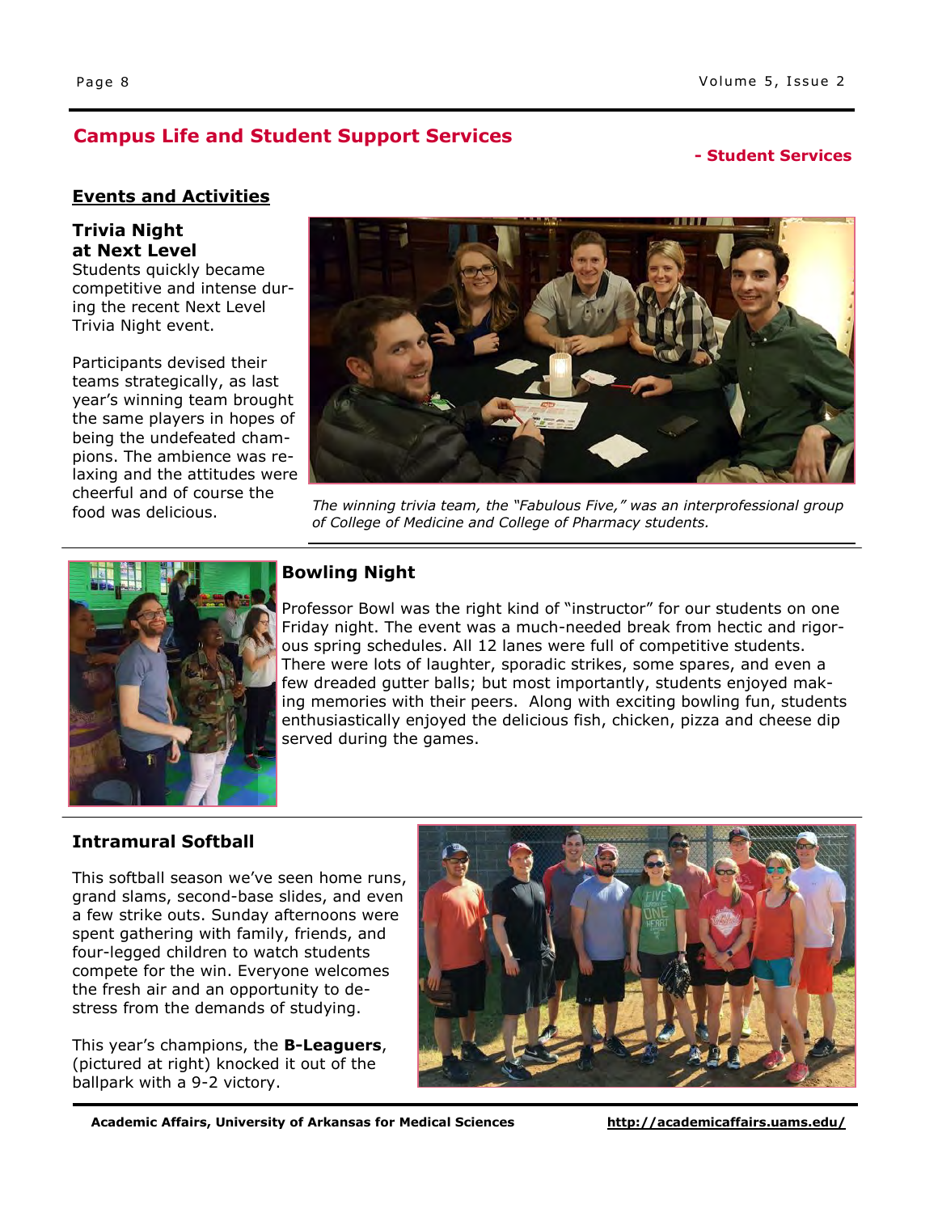## Campus Life and Student Support Services

**- Student Services**

### Events and Activities

#### Trivia Night at Next Level

Students quickly became competitive and intense during the recent Next Level Trivia Night event.

Participants devised their teams strategically, as last year's winning team brought the same players in hopes of being the undefeated champions. The ambience was relaxing and the attitudes were cheerful and of course the food was delicious.

*The winning trivia team, the "Fabulous Five," was an interprofessional group of College of Medicine and College of Pharmacy students.*

#### Bowling Night

Professor Bowl was the right kind of "instructor" for our students on one Friday night. The event was a much-needed break from hectic and rigorous spring schedules. All 12 lanes were full of competitive students. There were lots of laughter, sporadic strikes, some spares, and even a few dreaded gutter balls; but most importantly, students enjoyed making memories with their peers. Along with exciting bowling fun, students enthusiastically enjoyed the delicious fish, chicken, pizza and cheese dip served during the games.

#### Intramural Softball

This softball season we've seen home runs, grand slams, second-base slides, and even a few strike outs. Sunday afternoons were spent gathering with family, friends, and four-legged children to watch students compete for the win. Everyone welcomes the fresh air and an opportunity to de-stress from the demands of studying.

This year's champions, the **B-Leaguers**, (pictured at right) knocked it out of the ballpark with a 9-2 victory.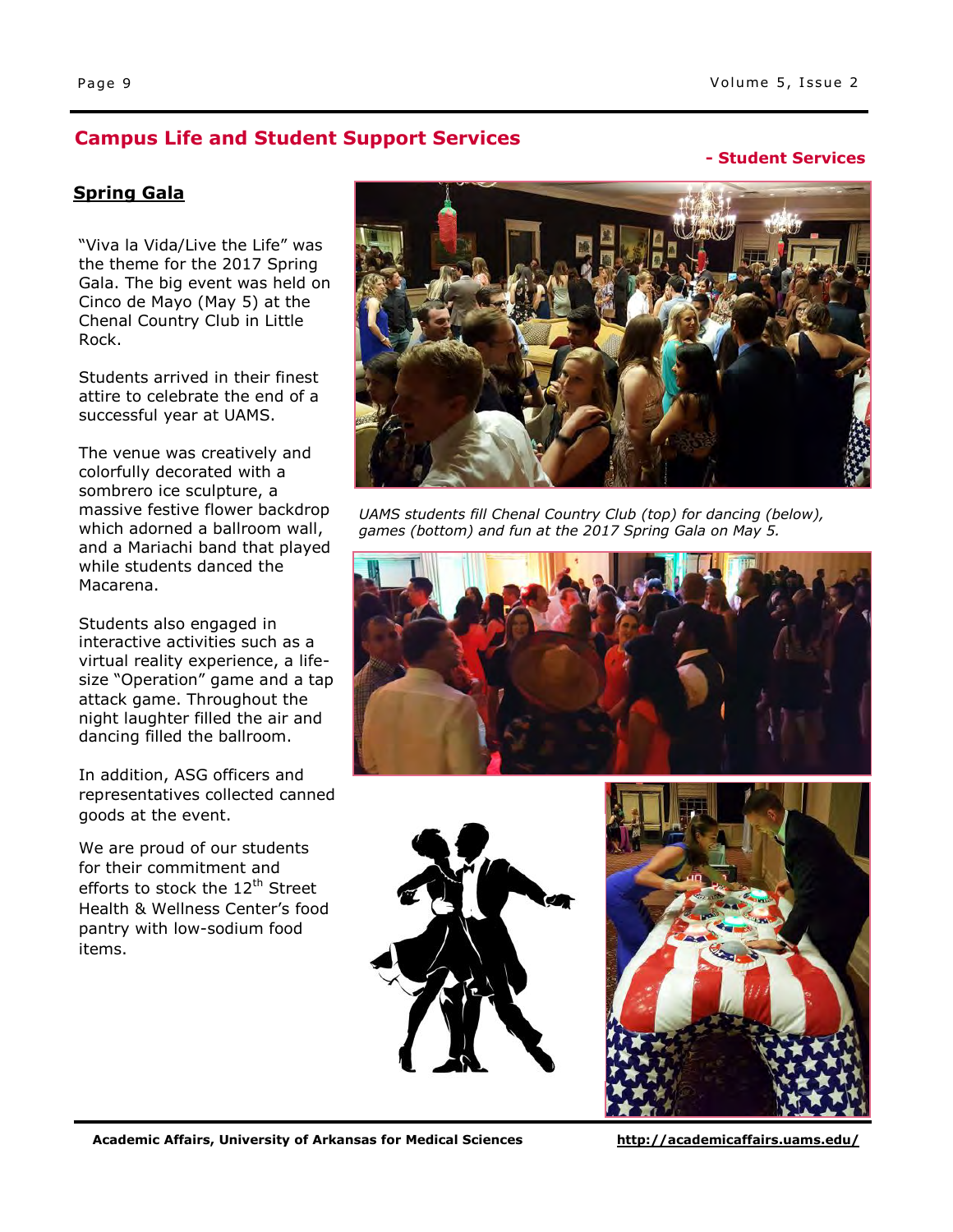## Campus Life and Student Support Services

**- Student Services**

### Spring Gala

"Viva la Vida/Live the Life" was the theme for the 2017 Spring Gala. The big event was held on Cinco de Mayo (May 5) at the Chenal Country Club in Little Rock.

Students arrived in their finest attire to celebrate the end of a successful year at UAMS.

The venue was creatively and colorfully decorated with a sombrero ice sculpture, a massive festive flower backdrop which adorned a ballroom wall, and a Mariachi band that played while students danced the Macarena.

Students also engaged in interactive activities such as a virtual reality experience, a life-size "Operation" game and a tap attack game. Throughout the night laughter filled the air and dancing filled the ballroom.

In addition, ASG officers and representatives collected canned goods at the event.

We are proud of our students for their commitment and efforts to stock the 12th Street Health & Wellness Center's food pantry with low-sodium food items.

*UAMS students fill Chenal Country Club (top) for dancing (below), games (bottom) and fun at the 2017 Spring Gala on May 5.*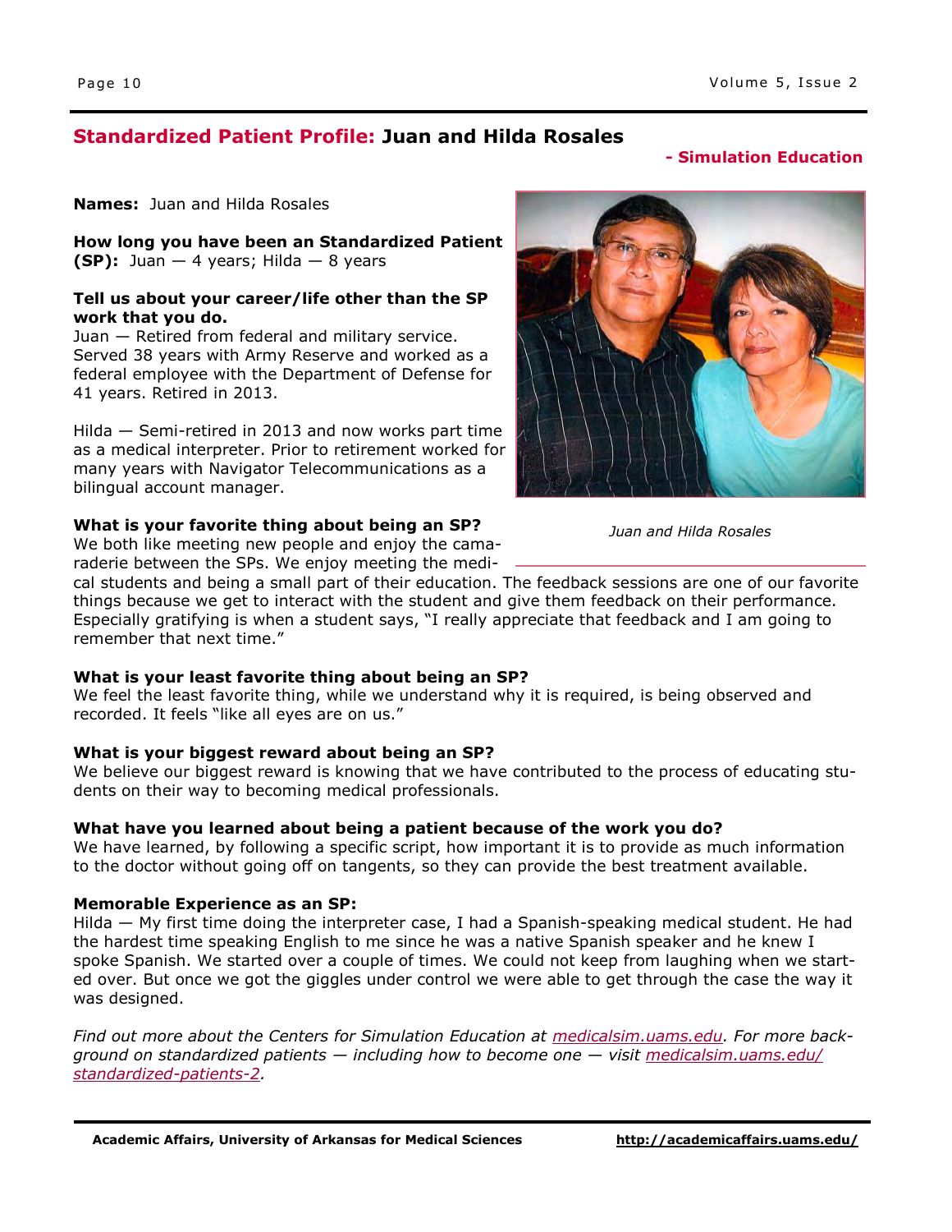## **Standardized Patient Profile:** Juan and Hilda Rosales

**- Simulation Education**

**Names:** Juan and Hilda Rosales

**How long you have been an Standardized Patient (SP):** Juan — 4 years; Hilda — 8 years

**Tell us about your career/life other than the SP work that you do.**

Juan — Retired from federal and military service. Served 38 years with Army Reserve and worked as a federal employee with the Department of Defense for 41 years. Retired in 2013.

Hilda — Semi-retired in 2013 and now works part time as a medical interpreter. Prior to retirement worked for many years with Navigator Telecommunications as a bilingual account manager.

*Juan and Hilda Rosales*

**What is your favorite thing about being an SP?**

We both like meeting new people and enjoy the camaraderie between the SPs. We enjoy meeting the medical students and being a small part of their education. The feedback sessions are one of our favorite things because we get to interact with the student and give them feedback on their performance. Especially gratifying is when a student says, "I really appreciate that feedback and I am going to remember that next time."

**What is your least favorite thing about being an SP?**

We feel the least favorite thing, while we understand why it is required, is being observed and recorded. It feels "like all eyes are on us."

**What is your biggest reward about being an SP?**

We believe our biggest reward is knowing that we have contributed to the process of educating students on their way to becoming medical professionals.

**What have you learned about being a patient because of the work you do?**

We have learned, by following a specific script, how important it is to provide as much information to the doctor without going off on tangents, so they can provide the best treatment available.

**Memorable Experience as an SP:**

Hilda — My first time doing the interpreter case, I had a Spanish-speaking medical student. He had the hardest time speaking English to me since he was a native Spanish speaker and he knew I spoke Spanish. We started over a couple of times. We could not keep from laughing when we started over. But once we got the giggles under control we were able to get through the case the way it was designed.

*Find out more about the Centers for Simulation Education at medicalsim.uams.edu. For more background on standardized patients — including how to become one — visit medicalsim.uams.edu/standardized-patients-2.*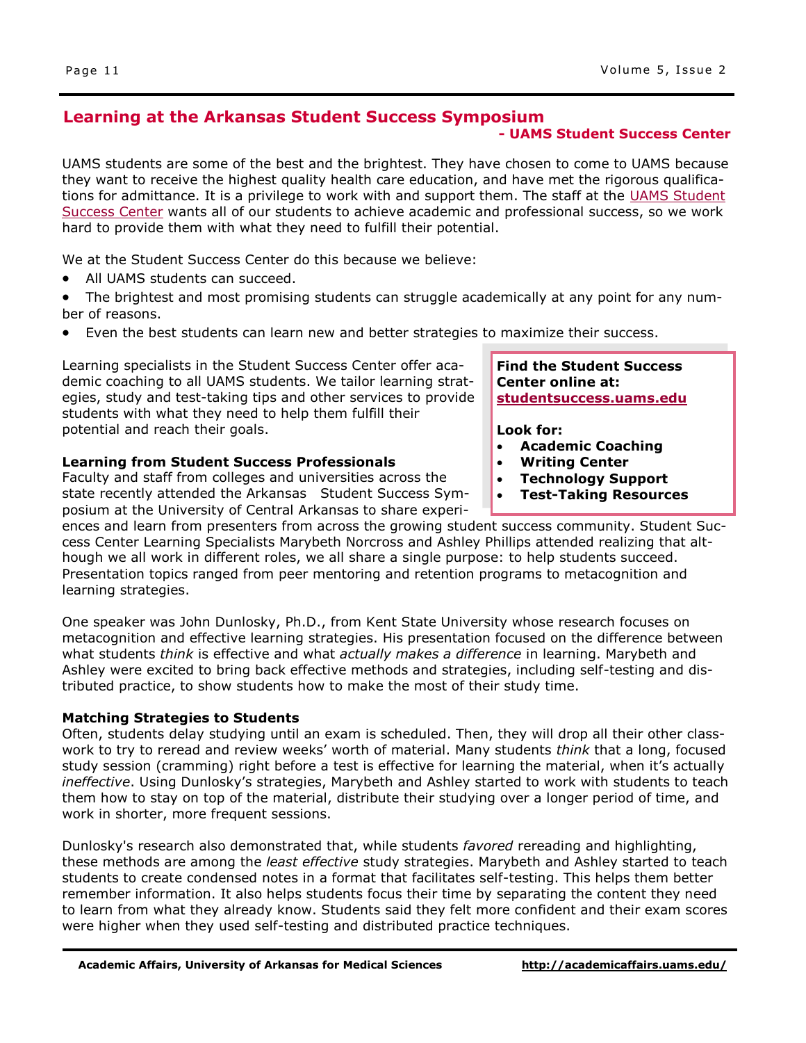## Learning at the Arkansas Student Success Symposium

**- UAMS Student Success Center**

UAMS students are some of the best and the brightest. They have chosen to come to UAMS because they want to receive the highest quality health care education, and have met the rigorous qualifications for admittance. It is a privilege to work with and support them. The staff at the UAMS Student Success Center wants all of our students to achieve academic and professional success, so we work hard to provide them with what they need to fulfill their potential.

We at the Student Success Center do this because we believe:

- All UAMS students can succeed.
- The brightest and most promising students can struggle academically at any point for any number of reasons.
- Even the best students can learn new and better strategies to maximize their success.

Learning specialists in the Student Success Center offer academic coaching to all UAMS students. We tailor learning strategies, study and test-taking tips and other services to provide students with what they need to help them fulfill their potential and reach their goals.

**Find the Student Success Center online at: studentsuccess.uams.edu**

**Look for:**

- **Academic Coaching**
- **Writing Center**
- **Technology Support**
- **Test-Taking Resources**

### Learning from Student Success Professionals

Faculty and staff from colleges and universities across the state recently attended the Arkansas Student Success Symposium at the University of Central Arkansas to share experiences and learn from presenters from across the growing student success community. Student Success Center Learning Specialists Marybeth Norcross and Ashley Phillips attended realizing that although we all work in different roles, we all share a single purpose: to help students succeed. Presentation topics ranged from peer mentoring and retention programs to metacognition and learning strategies.

One speaker was John Dunlosky, Ph.D., from Kent State University whose research focuses on metacognition and effective learning strategies. His presentation focused on the difference between what students *think* is effective and what *actually makes a difference* in learning. Marybeth and Ashley were excited to bring back effective methods and strategies, including self-testing and distributed practice, to show students how to make the most of their study time.

### Matching Strategies to Students

Often, students delay studying until an exam is scheduled. Then, they will drop all their other classwork to try to reread and review weeks' worth of material. Many students *think* that a long, focused study session (cramming) right before a test is effective for learning the material, when it's actually *ineffective*. Using Dunlosky's strategies, Marybeth and Ashley started to work with students to teach them how to stay on top of the material, distribute their studying over a longer period of time, and work in shorter, more frequent sessions.

Dunlosky's research also demonstrated that, while students *favored* rereading and highlighting, these methods are among the *least effective* study strategies. Marybeth and Ashley started to teach students to create condensed notes in a format that facilitates self-testing. This helps them better remember information. It also helps students focus their time by separating the content they need to learn from what they already know. Students said they felt more confident and their exam scores were higher when they used self-testing and distributed practice techniques.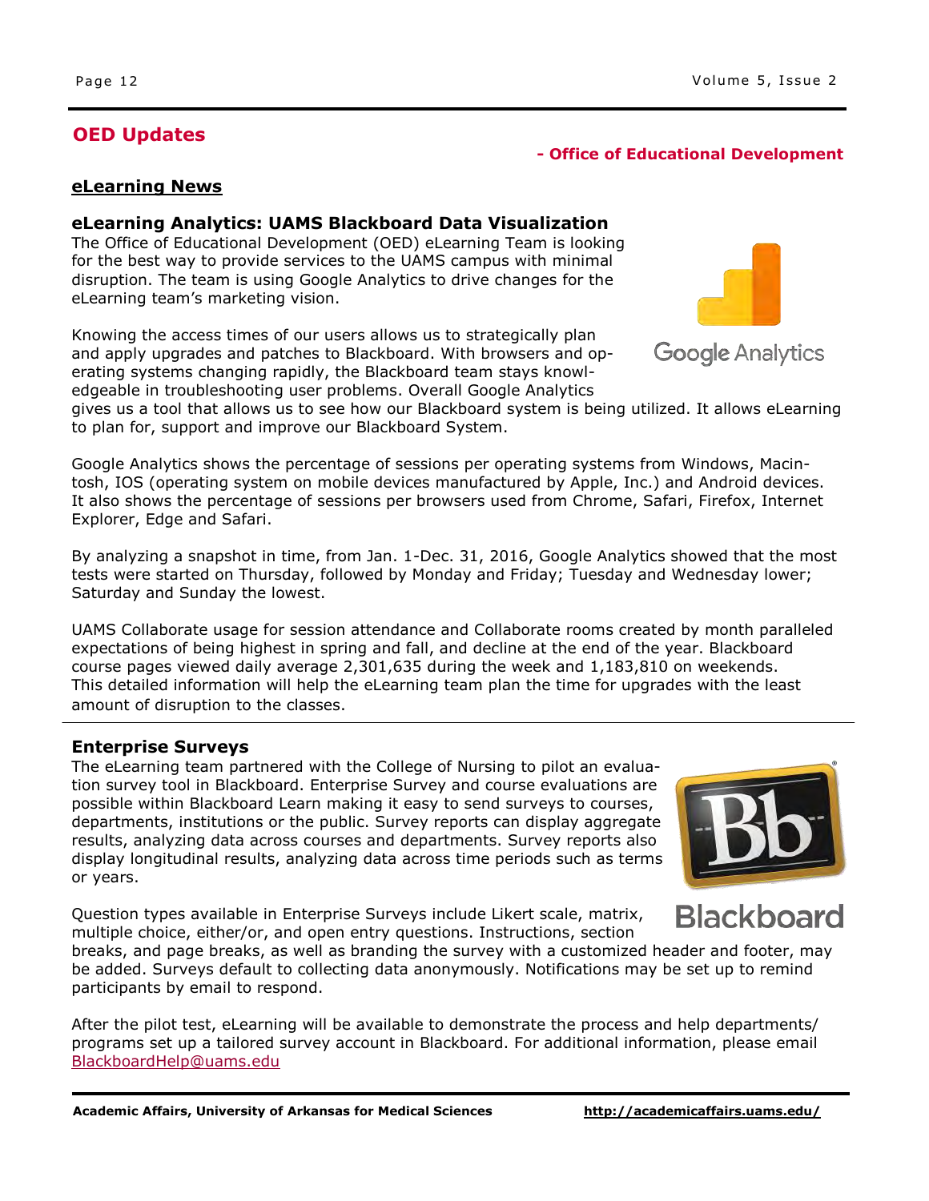## OED Updates

**- Office of Educational Development**

### eLearning News

### eLearning Analytics: UAMS Blackboard Data Visualization

The Office of Educational Development (OED) eLearning Team is looking for the best way to provide services to the UAMS campus with minimal disruption. The team is using Google Analytics to drive changes for the eLearning team's marketing vision.

Knowing the access times of our users allows us to strategically plan and apply upgrades and patches to Blackboard. With browsers and operating systems changing rapidly, the Blackboard team stays knowledgeable in troubleshooting user problems. Overall Google Analytics gives us a tool that allows us to see how our Blackboard system is being utilized. It allows eLearning to plan for, support and improve our Blackboard System.

Google Analytics shows the percentage of sessions per operating systems from Windows, Macintosh, IOS (operating system on mobile devices manufactured by Apple, Inc.) and Android devices. It also shows the percentage of sessions per browsers used from Chrome, Safari, Firefox, Internet Explorer, Edge and Safari.

By analyzing a snapshot in time, from Jan. 1-Dec. 31, 2016, Google Analytics showed that the most tests were started on Thursday, followed by Monday and Friday; Tuesday and Wednesday lower; Saturday and Sunday the lowest.

UAMS Collaborate usage for session attendance and Collaborate rooms created by month paralleled expectations of being highest in spring and fall, and decline at the end of the year. Blackboard course pages viewed daily average 2,301,635 during the week and 1,183,810 on weekends. This detailed information will help the eLearning team plan the time for upgrades with the least amount of disruption to the classes.

---

### Enterprise Surveys

The eLearning team partnered with the College of Nursing to pilot an evaluation survey tool in Blackboard. Enterprise Survey and course evaluations are possible within Blackboard Learn making it easy to send surveys to courses, departments, institutions or the public. Survey reports can display aggregate results, analyzing data across courses and departments. Survey reports also display longitudinal results, analyzing data across time periods such as terms or years.

Question types available in Enterprise Surveys include Likert scale, matrix, multiple choice, either/or, and open entry questions. Instructions, section breaks, and page breaks, as well as branding the survey with a customized header and footer, may be added. Surveys default to collecting data anonymously. Notifications may be set up to remind participants by email to respond.

After the pilot test, eLearning will be available to demonstrate the process and help departments/programs set up a tailored survey account in Blackboard. For additional information, please email BlackboardHelp@uams.edu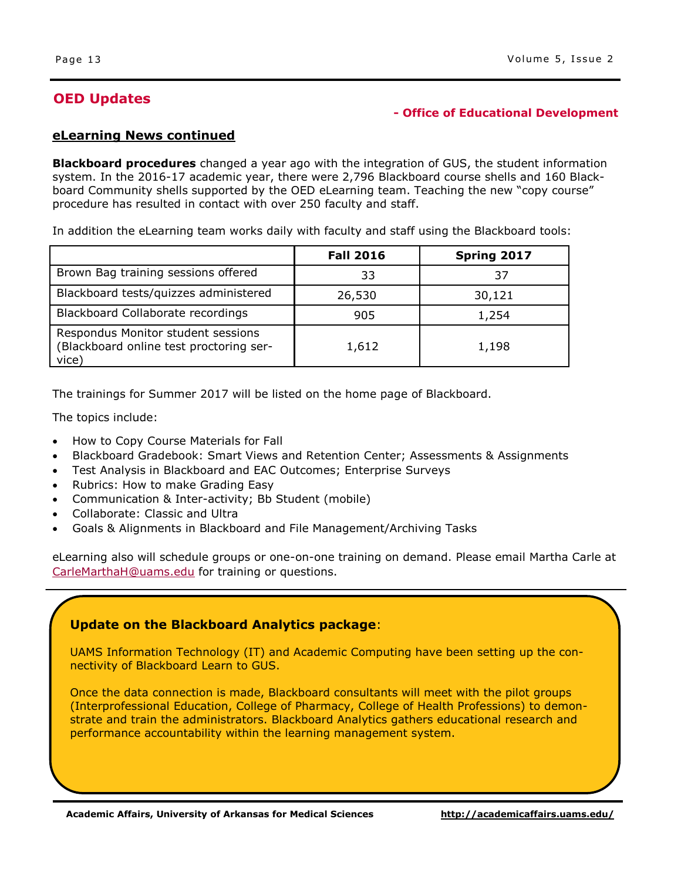## OED Updates

**- Office of Educational Development**

### eLearning News continued

**Blackboard procedures** changed a year ago with the integration of GUS, the student information system. In the 2016-17 academic year, there were 2,796 Blackboard course shells and 160 Blackboard Community shells supported by the OED eLearning team. Teaching the new "copy course" procedure has resulted in contact with over 250 faculty and staff.

In addition the eLearning team works daily with faculty and staff using the Blackboard tools:

| | Fall 2016 | Spring 2017 |
|---|---|---|
| Brown Bag training sessions offered | 33 | 37 |
| Blackboard tests/quizzes administered | 26,530 | 30,121 |
| Blackboard Collaborate recordings | 905 | 1,254 |
| Respondus Monitor student sessions (Blackboard online test proctoring service) | 1,612 | 1,198 |

The trainings for Summer 2017 will be listed on the home page of Blackboard.

The topics include:

- How to Copy Course Materials for Fall
- Blackboard Gradebook: Smart Views and Retention Center; Assessments & Assignments
- Test Analysis in Blackboard and EAC Outcomes; Enterprise Surveys
- Rubrics: How to make Grading Easy
- Communication & Inter-activity; Bb Student (mobile)
- Collaborate: Classic and Ultra
- Goals & Alignments in Blackboard and File Management/Archiving Tasks

eLearning also will schedule groups or one-on-one training on demand. Please email Martha Carle at CarleMarthaH@uams.edu for training or questions.

---

**Update on the Blackboard Analytics package**:

UAMS Information Technology (IT) and Academic Computing have been setting up the connectivity of Blackboard Learn to GUS.

Once the data connection is made, Blackboard consultants will meet with the pilot groups (Interprofessional Education, College of Pharmacy, College of Health Professions) to demonstrate and train the administrators. Blackboard Analytics gathers educational research and performance accountability within the learning management system.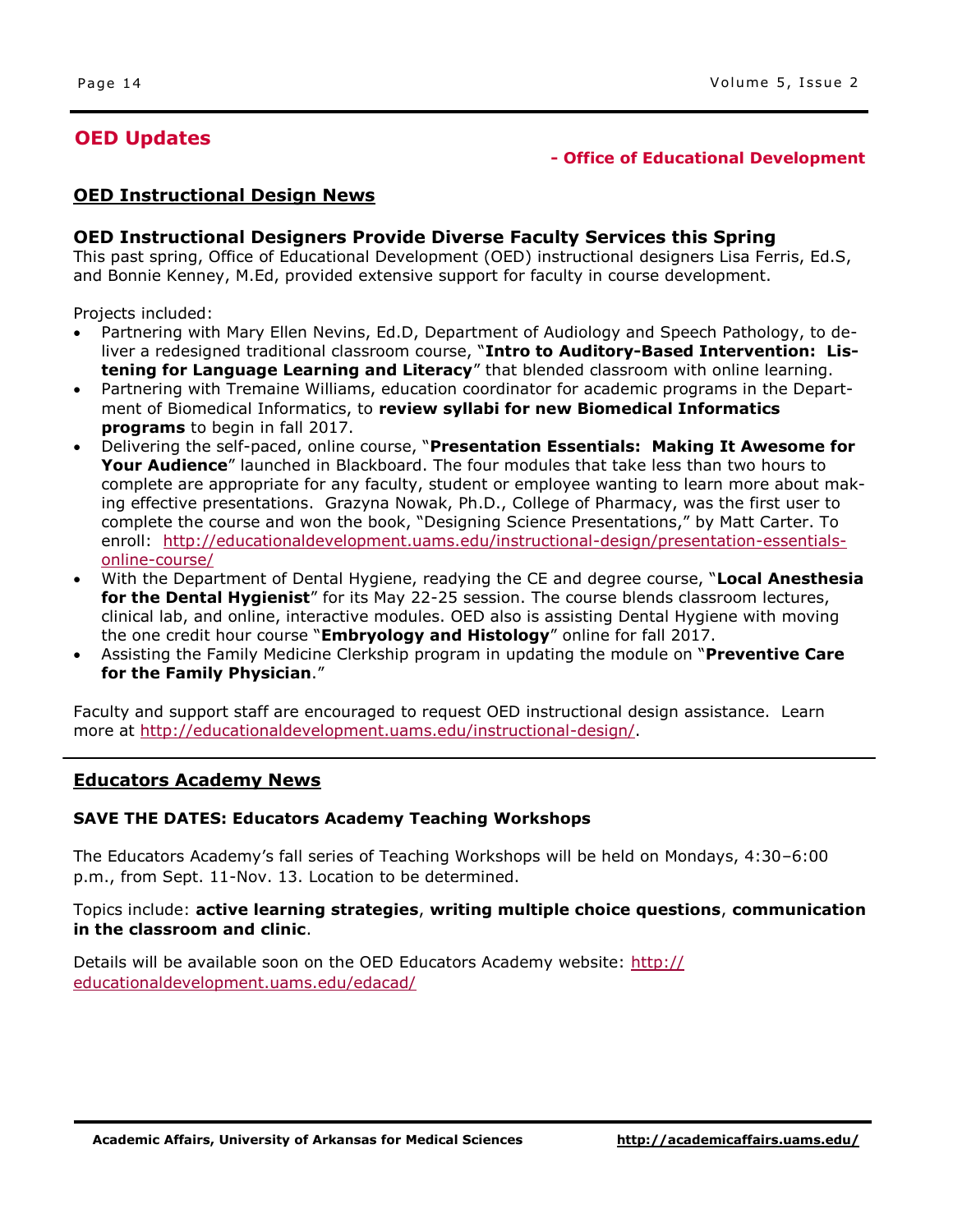## OED Updates

**- Office of Educational Development**

### OED Instructional Design News

#### OED Instructional Designers Provide Diverse Faculty Services this Spring

This past spring, Office of Educational Development (OED) instructional designers Lisa Ferris, Ed.S, and Bonnie Kenney, M.Ed, provided extensive support for faculty in course development.

Projects included:

- Partnering with Mary Ellen Nevins, Ed.D, Department of Audiology and Speech Pathology, to deliver a redesigned traditional classroom course, "**Intro to Auditory-Based Intervention: Listening for Language Learning and Literacy**" that blended classroom with online learning.
- Partnering with Tremaine Williams, education coordinator for academic programs in the Department of Biomedical Informatics, to **review syllabi for new Biomedical Informatics programs** to begin in fall 2017.
- Delivering the self-paced, online course, "**Presentation Essentials: Making It Awesome for Your Audience**" launched in Blackboard. The four modules that take less than two hours to complete are appropriate for any faculty, student or employee wanting to learn more about making effective presentations. Grazyna Nowak, Ph.D., College of Pharmacy, was the first user to complete the course and won the book, "Designing Science Presentations," by Matt Carter. To enroll: http://educationaldevelopment.uams.edu/instructional-design/presentation-essentials-online-course/
- With the Department of Dental Hygiene, readying the CE and degree course, "**Local Anesthesia for the Dental Hygienist**" for its May 22-25 session. The course blends classroom lectures, clinical lab, and online, interactive modules. OED also is assisting Dental Hygiene with moving the one credit hour course "**Embryology and Histology**" online for fall 2017.
- Assisting the Family Medicine Clerkship program in updating the module on "**Preventive Care for the Family Physician**."

Faculty and support staff are encouraged to request OED instructional design assistance. Learn more at http://educationaldevelopment.uams.edu/instructional-design/.

---

### Educators Academy News

#### SAVE THE DATES: Educators Academy Teaching Workshops

The Educators Academy's fall series of Teaching Workshops will be held on Mondays, 4:30–6:00 p.m., from Sept. 11-Nov. 13. Location to be determined.

Topics include: **active learning strategies**, **writing multiple choice questions**, **communication in the classroom and clinic**.

Details will be available soon on the OED Educators Academy website: http://educationaldevelopment.uams.edu/edacad/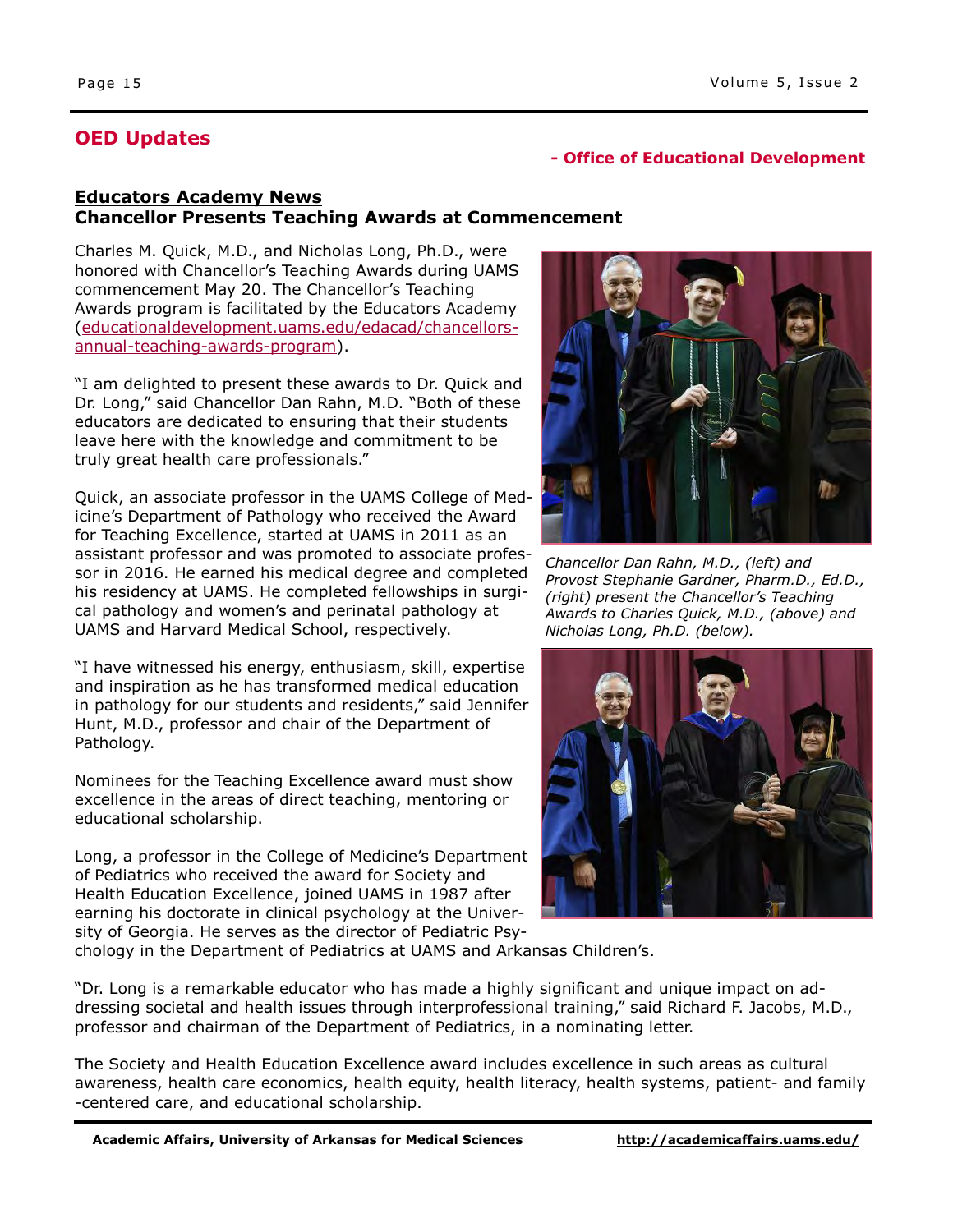## OED Updates

**- Office of Educational Development**

### Educators Academy News

**Chancellor Presents Teaching Awards at Commencement**

Charles M. Quick, M.D., and Nicholas Long, Ph.D., were honored with Chancellor's Teaching Awards during UAMS commencement May 20. The Chancellor's Teaching Awards program is facilitated by the Educators Academy (educationaldevelopment.uams.edu/edacad/chancellors-annual-teaching-awards-program).

"I am delighted to present these awards to Dr. Quick and Dr. Long," said Chancellor Dan Rahn, M.D. "Both of these educators are dedicated to ensuring that their students leave here with the knowledge and commitment to be truly great health care professionals."

Quick, an associate professor in the UAMS College of Medicine's Department of Pathology who received the Award for Teaching Excellence, started at UAMS in 2011 as an assistant professor and was promoted to associate professor in 2016. He earned his medical degree and completed his residency at UAMS. He completed fellowships in surgical pathology and women's and perinatal pathology at UAMS and Harvard Medical School, respectively.

*Chancellor Dan Rahn, M.D., (left) and Provost Stephanie Gardner, Pharm.D., Ed.D., (right) present the Chancellor's Teaching Awards to Charles Quick, M.D., (above) and Nicholas Long, Ph.D. (below).*

"I have witnessed his energy, enthusiasm, skill, expertise and inspiration as he has transformed medical education in pathology for our students and residents," said Jennifer Hunt, M.D., professor and chair of the Department of Pathology.

Nominees for the Teaching Excellence award must show excellence in the areas of direct teaching, mentoring or educational scholarship.

Long, a professor in the College of Medicine's Department of Pediatrics who received the award for Society and Health Education Excellence, joined UAMS in 1987 after earning his doctorate in clinical psychology at the University of Georgia. He serves as the director of Pediatric Psychology in the Department of Pediatrics at UAMS and Arkansas Children's.

"Dr. Long is a remarkable educator who has made a highly significant and unique impact on addressing societal and health issues through interprofessional training," said Richard F. Jacobs, M.D., professor and chairman of the Department of Pediatrics, in a nominating letter.

The Society and Health Education Excellence award includes excellence in such areas as cultural awareness, health care economics, health equity, health literacy, health systems, patient- and family-centered care, and educational scholarship.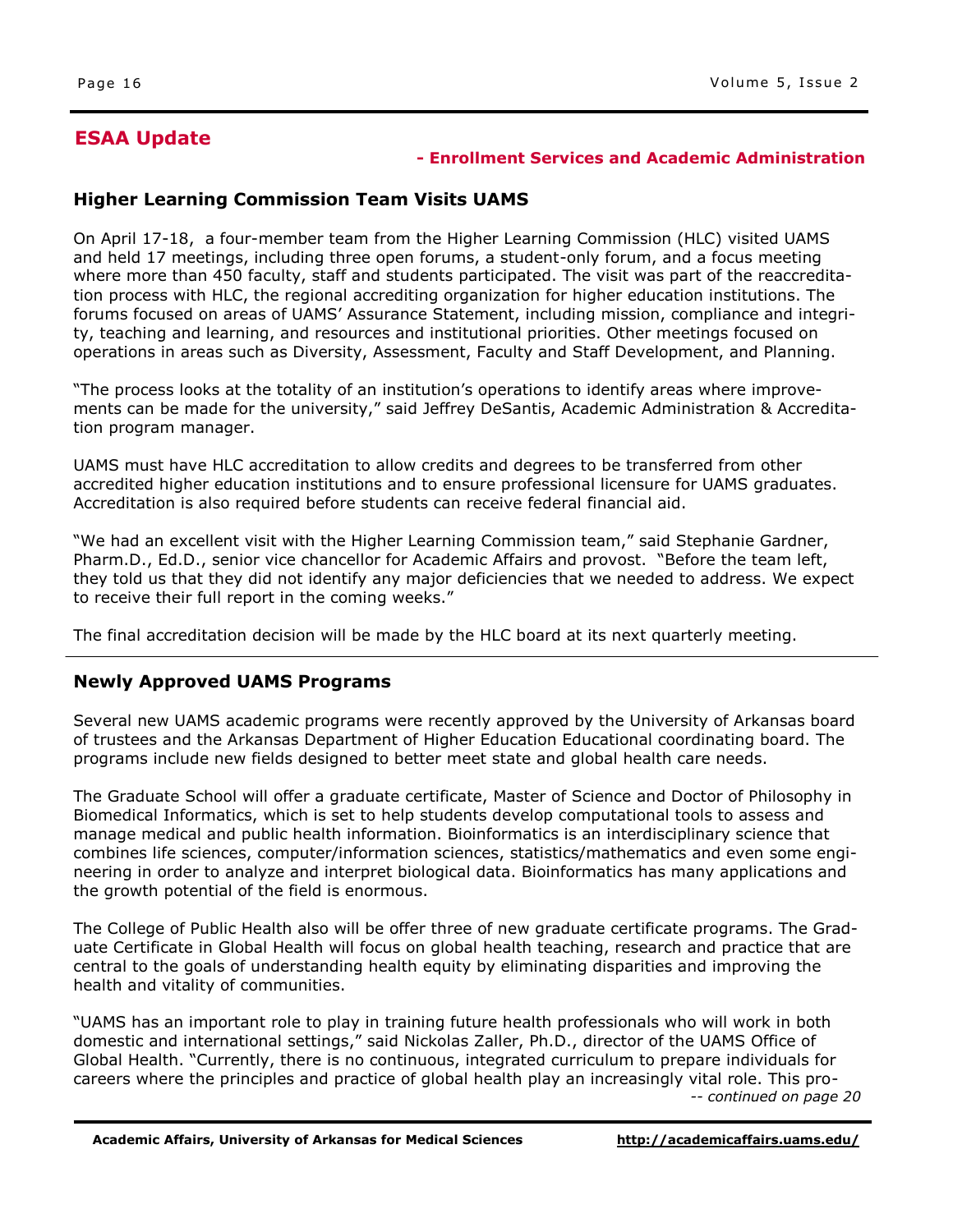## ESAA Update

**- Enrollment Services and Academic Administration**

### Higher Learning Commission Team Visits UAMS

On April 17-18, a four-member team from the Higher Learning Commission (HLC) visited UAMS and held 17 meetings, including three open forums, a student-only forum, and a focus meeting where more than 450 faculty, staff and students participated. The visit was part of the reaccreditation process with HLC, the regional accrediting organization for higher education institutions. The forums focused on areas of UAMS' Assurance Statement, including mission, compliance and integrity, teaching and learning, and resources and institutional priorities. Other meetings focused on operations in areas such as Diversity, Assessment, Faculty and Staff Development, and Planning.

"The process looks at the totality of an institution's operations to identify areas where improvements can be made for the university," said Jeffrey DeSantis, Academic Administration & Accreditation program manager.

UAMS must have HLC accreditation to allow credits and degrees to be transferred from other accredited higher education institutions and to ensure professional licensure for UAMS graduates. Accreditation is also required before students can receive federal financial aid.

"We had an excellent visit with the Higher Learning Commission team," said Stephanie Gardner, Pharm.D., Ed.D., senior vice chancellor for Academic Affairs and provost. "Before the team left, they told us that they did not identify any major deficiencies that we needed to address. We expect to receive their full report in the coming weeks."

The final accreditation decision will be made by the HLC board at its next quarterly meeting.

### Newly Approved UAMS Programs

Several new UAMS academic programs were recently approved by the University of Arkansas board of trustees and the Arkansas Department of Higher Education Educational coordinating board. The programs include new fields designed to better meet state and global health care needs.

The Graduate School will offer a graduate certificate, Master of Science and Doctor of Philosophy in Biomedical Informatics, which is set to help students develop computational tools to assess and manage medical and public health information. Bioinformatics is an interdisciplinary science that combines life sciences, computer/information sciences, statistics/mathematics and even some engineering in order to analyze and interpret biological data. Bioinformatics has many applications and the growth potential of the field is enormous.

The College of Public Health also will be offer three of new graduate certificate programs. The Graduate Certificate in Global Health will focus on global health teaching, research and practice that are central to the goals of understanding health equity by eliminating disparities and improving the health and vitality of communities.

"UAMS has an important role to play in training future health professionals who will work in both domestic and international settings," said Nickolas Zaller, Ph.D., director of the UAMS Office of Global Health. "Currently, there is no continuous, integrated curriculum to prepare individuals for careers where the principles and practice of global health play an increasingly vital role. This pro-

*-- continued on page 20*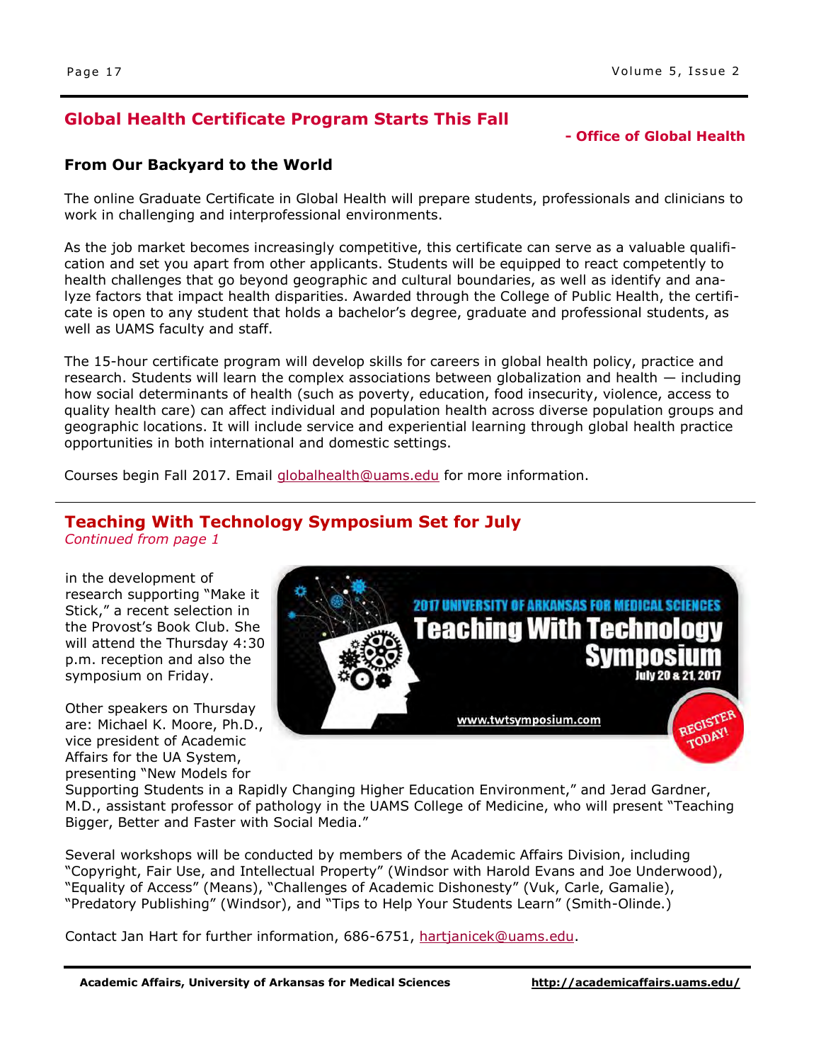## Global Health Certificate Program Starts This Fall

**- Office of Global Health**

### From Our Backyard to the World

The online Graduate Certificate in Global Health will prepare students, professionals and clinicians to work in challenging and interprofessional environments.

As the job market becomes increasingly competitive, this certificate can serve as a valuable qualification and set you apart from other applicants. Students will be equipped to react competently to health challenges that go beyond geographic and cultural boundaries, as well as identify and analyze factors that impact health disparities. Awarded through the College of Public Health, the certificate is open to any student that holds a bachelor's degree, graduate and professional students, as well as UAMS faculty and staff.

The 15-hour certificate program will develop skills for careers in global health policy, practice and research. Students will learn the complex associations between globalization and health — including how social determinants of health (such as poverty, education, food insecurity, violence, access to quality health care) can affect individual and population health across diverse population groups and geographic locations. It will include service and experiential learning through global health practice opportunities in both international and domestic settings.

Courses begin Fall 2017. Email globalhealth@uams.edu for more information.

---

## Teaching With Technology Symposium Set for July

*Continued from page 1*

in the development of research supporting "Make it Stick," a recent selection in the Provost's Book Club. She will attend the Thursday 4:30 p.m. reception and also the symposium on Friday.

Other speakers on Thursday are: Michael K. Moore, Ph.D., vice president of Academic Affairs for the UA System, presenting "New Models for Supporting Students in a Rapidly Changing Higher Education Environment," and Jerad Gardner, M.D., assistant professor of pathology in the UAMS College of Medicine, who will present "Teaching Bigger, Better and Faster with Social Media."

Several workshops will be conducted by members of the Academic Affairs Division, including "Copyright, Fair Use, and Intellectual Property" (Windsor with Harold Evans and Joe Underwood), "Equality of Access" (Means), "Challenges of Academic Dishonesty" (Vuk, Carle, Gamalie), "Predatory Publishing" (Windsor), and "Tips to Help Your Students Learn" (Smith-Olinde.)

Contact Jan Hart for further information, 686-6751, hartjanicek@uams.edu.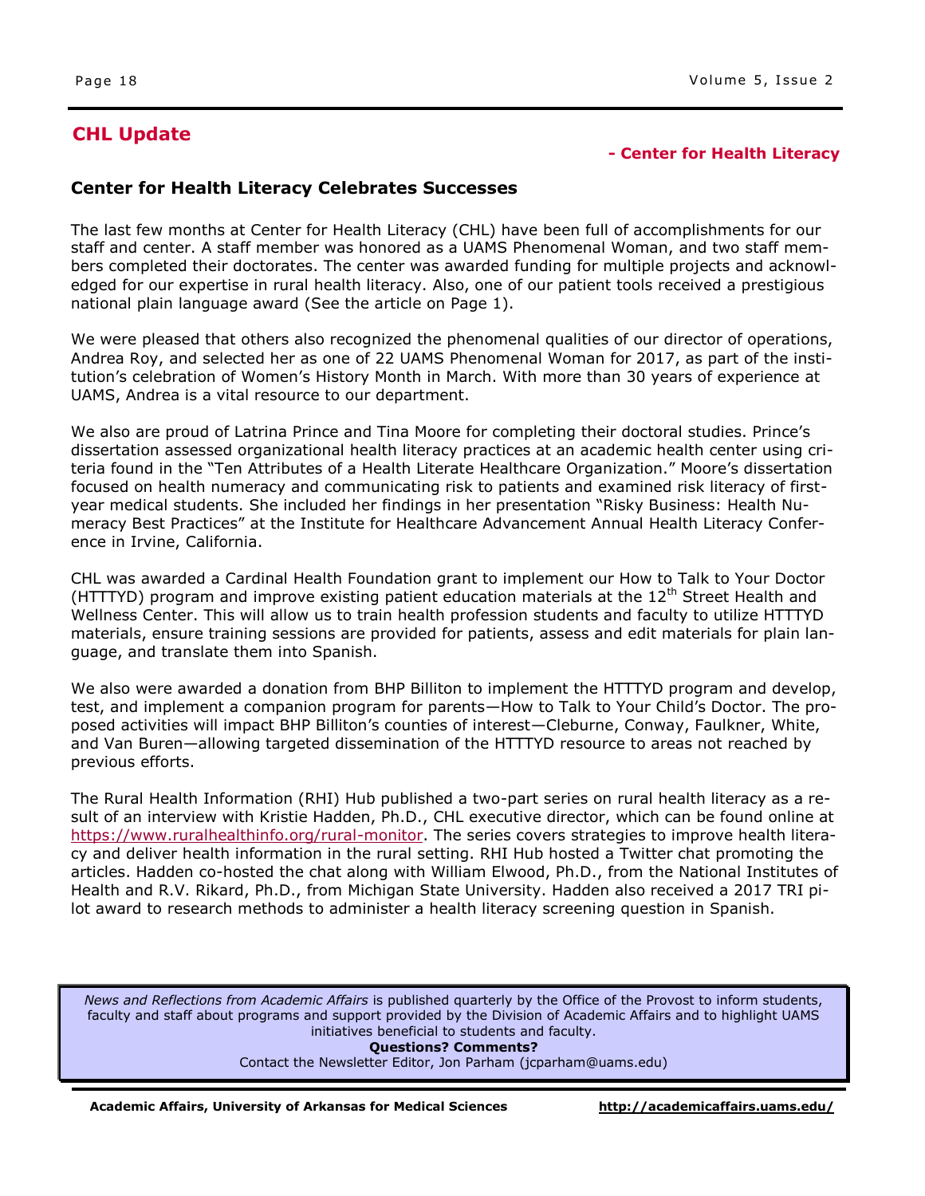## CHL Update

**- Center for Health Literacy**

### Center for Health Literacy Celebrates Successes

The last few months at Center for Health Literacy (CHL) have been full of accomplishments for our staff and center. A staff member was honored as a UAMS Phenomenal Woman, and two staff members completed their doctorates. The center was awarded funding for multiple projects and acknowledged for our expertise in rural health literacy. Also, one of our patient tools received a prestigious national plain language award (See the article on Page 1).

We were pleased that others also recognized the phenomenal qualities of our director of operations, Andrea Roy, and selected her as one of 22 UAMS Phenomenal Woman for 2017, as part of the institution's celebration of Women's History Month in March. With more than 30 years of experience at UAMS, Andrea is a vital resource to our department.

We also are proud of Latrina Prince and Tina Moore for completing their doctoral studies. Prince's dissertation assessed organizational health literacy practices at an academic health center using criteria found in the "Ten Attributes of a Health Literate Healthcare Organization." Moore's dissertation focused on health numeracy and communicating risk to patients and examined risk literacy of first-year medical students. She included her findings in her presentation "Risky Business: Health Numeracy Best Practices" at the Institute for Healthcare Advancement Annual Health Literacy Conference in Irvine, California.

CHL was awarded a Cardinal Health Foundation grant to implement our How to Talk to Your Doctor (HTTTYD) program and improve existing patient education materials at the 12th Street Health and Wellness Center. This will allow us to train health profession students and faculty to utilize HTTTYD materials, ensure training sessions are provided for patients, assess and edit materials for plain language, and translate them into Spanish.

We also were awarded a donation from BHP Billiton to implement the HTTTYD program and develop, test, and implement a companion program for parents—How to Talk to Your Child's Doctor. The proposed activities will impact BHP Billiton's counties of interest—Cleburne, Conway, Faulkner, White, and Van Buren—allowing targeted dissemination of the HTTTYD resource to areas not reached by previous efforts.

The Rural Health Information (RHI) Hub published a two-part series on rural health literacy as a result of an interview with Kristie Hadden, Ph.D., CHL executive director, which can be found online at https://www.ruralhealthinfo.org/rural-monitor. The series covers strategies to improve health literacy and deliver health information in the rural setting. RHI Hub hosted a Twitter chat promoting the articles. Hadden co-hosted the chat along with William Elwood, Ph.D., from the National Institutes of Health and R.V. Rikard, Ph.D., from Michigan State University. Hadden also received a 2017 TRI pilot award to research methods to administer a health literacy screening question in Spanish.

*News and Reflections from Academic Affairs* is published quarterly by the Office of the Provost to inform students, faculty and staff about programs and support provided by the Division of Academic Affairs and to highlight UAMS initiatives beneficial to students and faculty.

**Questions? Comments?**

Contact the Newsletter Editor, Jon Parham (jcparham@uams.edu)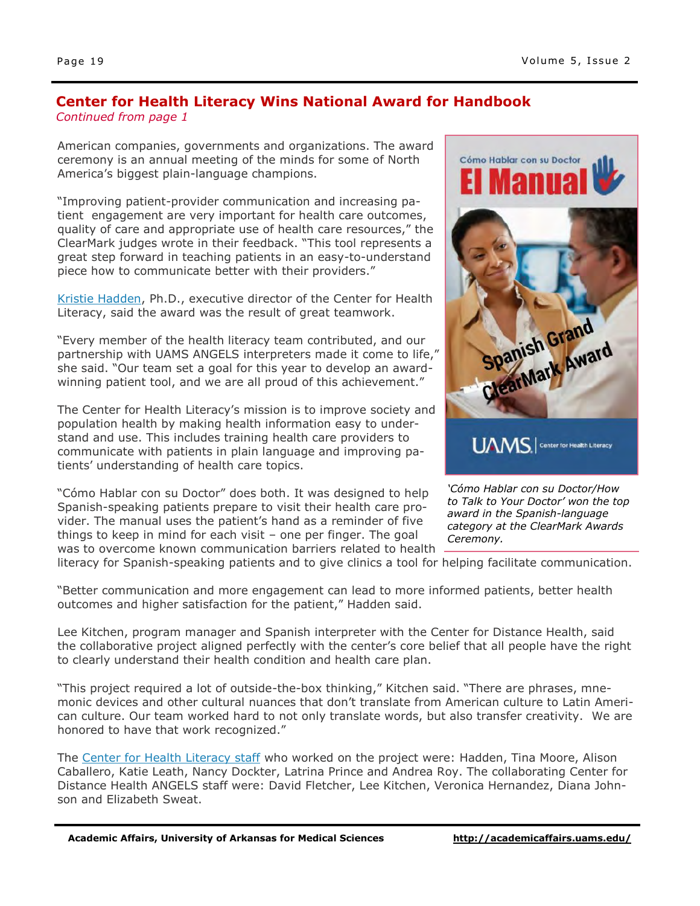## Center for Health Literacy Wins National Award for Handbook

*Continued from page 1*

American companies, governments and organizations. The award ceremony is an annual meeting of the minds for some of North America's biggest plain-language champions.

"Improving patient-provider communication and increasing patient engagement are very important for health care outcomes, quality of care and appropriate use of health care resources," the ClearMark judges wrote in their feedback. "This tool represents a great step forward in teaching patients in an easy-to-understand piece how to communicate better with their providers."

Kristie Hadden, Ph.D., executive director of the Center for Health Literacy, said the award was the result of great teamwork.

"Every member of the health literacy team contributed, and our partnership with UAMS ANGELS interpreters made it come to life," she said. "Our team set a goal for this year to develop an award-winning patient tool, and we are all proud of this achievement."

The Center for Health Literacy's mission is to improve society and population health by making health information easy to understand and use. This includes training health care providers to communicate with patients in plain language and improving patients' understanding of health care topics.

*'Cómo Hablar con su Doctor/How to Talk to Your Doctor' won the top award in the Spanish-language category at the ClearMark Awards Ceremony.*

"Cómo Hablar con su Doctor" does both. It was designed to help Spanish-speaking patients prepare to visit their health care provider. The manual uses the patient's hand as a reminder of five things to keep in mind for each visit – one per finger. The goal was to overcome known communication barriers related to health literacy for Spanish-speaking patients and to give clinics a tool for helping facilitate communication.

"Better communication and more engagement can lead to more informed patients, better health outcomes and higher satisfaction for the patient," Hadden said.

Lee Kitchen, program manager and Spanish interpreter with the Center for Distance Health, said the collaborative project aligned perfectly with the center's core belief that all people have the right to clearly understand their health condition and health care plan.

"This project required a lot of outside-the-box thinking," Kitchen said. "There are phrases, mnemonic devices and other cultural nuances that don't translate from American culture to Latin American culture. Our team worked hard to not only translate words, but also transfer creativity. We are honored to have that work recognized."

The Center for Health Literacy staff who worked on the project were: Hadden, Tina Moore, Alison Caballero, Katie Leath, Nancy Dockter, Latrina Prince and Andrea Roy. The collaborating Center for Distance Health ANGELS staff were: David Fletcher, Lee Kitchen, Veronica Hernandez, Diana Johnson and Elizabeth Sweat.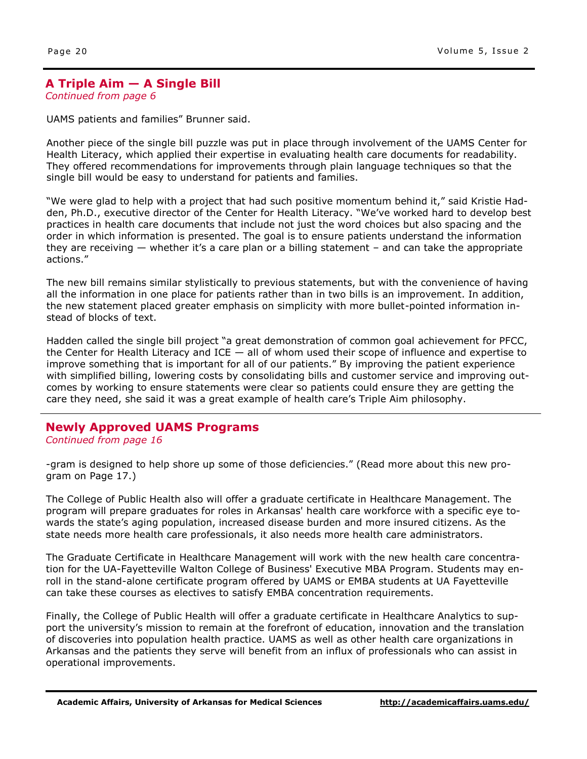## A Triple Aim — A Single Bill

*Continued from page 6*

UAMS patients and families" Brunner said.

Another piece of the single bill puzzle was put in place through involvement of the UAMS Center for Health Literacy, which applied their expertise in evaluating health care documents for readability. They offered recommendations for improvements through plain language techniques so that the single bill would be easy to understand for patients and families.

"We were glad to help with a project that had such positive momentum behind it," said Kristie Hadden, Ph.D., executive director of the Center for Health Literacy. "We've worked hard to develop best practices in health care documents that include not just the word choices but also spacing and the order in which information is presented. The goal is to ensure patients understand the information they are receiving — whether it's a care plan or a billing statement – and can take the appropriate actions."

The new bill remains similar stylistically to previous statements, but with the convenience of having all the information in one place for patients rather than in two bills is an improvement. In addition, the new statement placed greater emphasis on simplicity with more bullet-pointed information instead of blocks of text.

Hadden called the single bill project "a great demonstration of common goal achievement for PFCC, the Center for Health Literacy and ICE — all of whom used their scope of influence and expertise to improve something that is important for all of our patients." By improving the patient experience with simplified billing, lowering costs by consolidating bills and customer service and improving outcomes by working to ensure statements were clear so patients could ensure they are getting the care they need, she said it was a great example of health care's Triple Aim philosophy.

## Newly Approved UAMS Programs

*Continued from page 16*

-gram is designed to help shore up some of those deficiencies." (Read more about this new program on Page 17.)

The College of Public Health also will offer a graduate certificate in Healthcare Management. The program will prepare graduates for roles in Arkansas' health care workforce with a specific eye towards the state's aging population, increased disease burden and more insured citizens. As the state needs more health care professionals, it also needs more health care administrators.

The Graduate Certificate in Healthcare Management will work with the new health care concentration for the UA-Fayetteville Walton College of Business' Executive MBA Program. Students may enroll in the stand-alone certificate program offered by UAMS or EMBA students at UA Fayetteville can take these courses as electives to satisfy EMBA concentration requirements.

Finally, the College of Public Health will offer a graduate certificate in Healthcare Analytics to support the university's mission to remain at the forefront of education, innovation and the translation of discoveries into population health practice. UAMS as well as other health care organizations in Arkansas and the patients they serve will benefit from an influx of professionals who can assist in operational improvements.